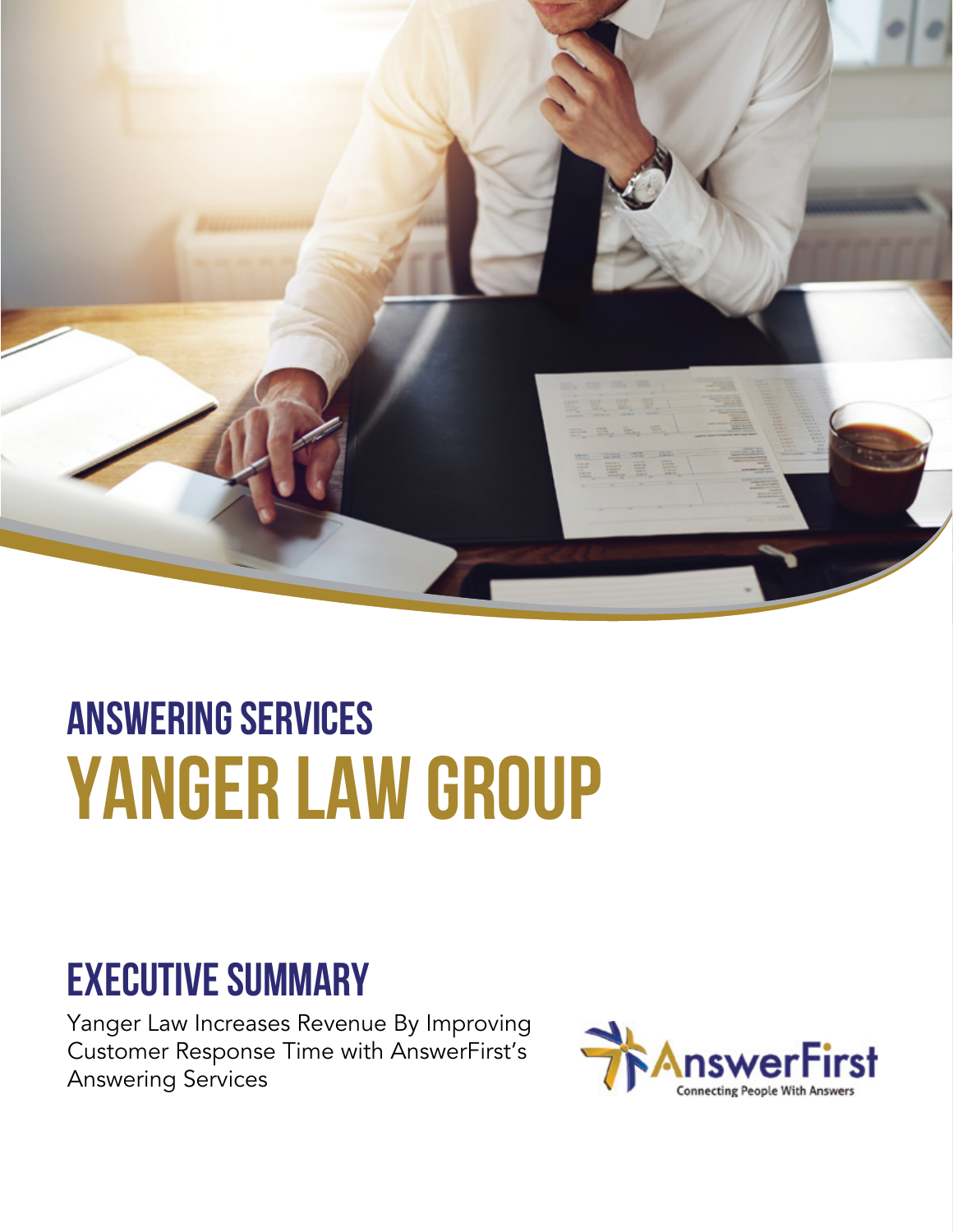## ANSWERING SERVICES

# YANGER LAW GROUP

## EXECUTIVE SUMMARY

Yanger Law Increases Revenue By Improving Customer Response Time with AnswerFirst's Answering Services

AnswerFirst
Connecting People With Answers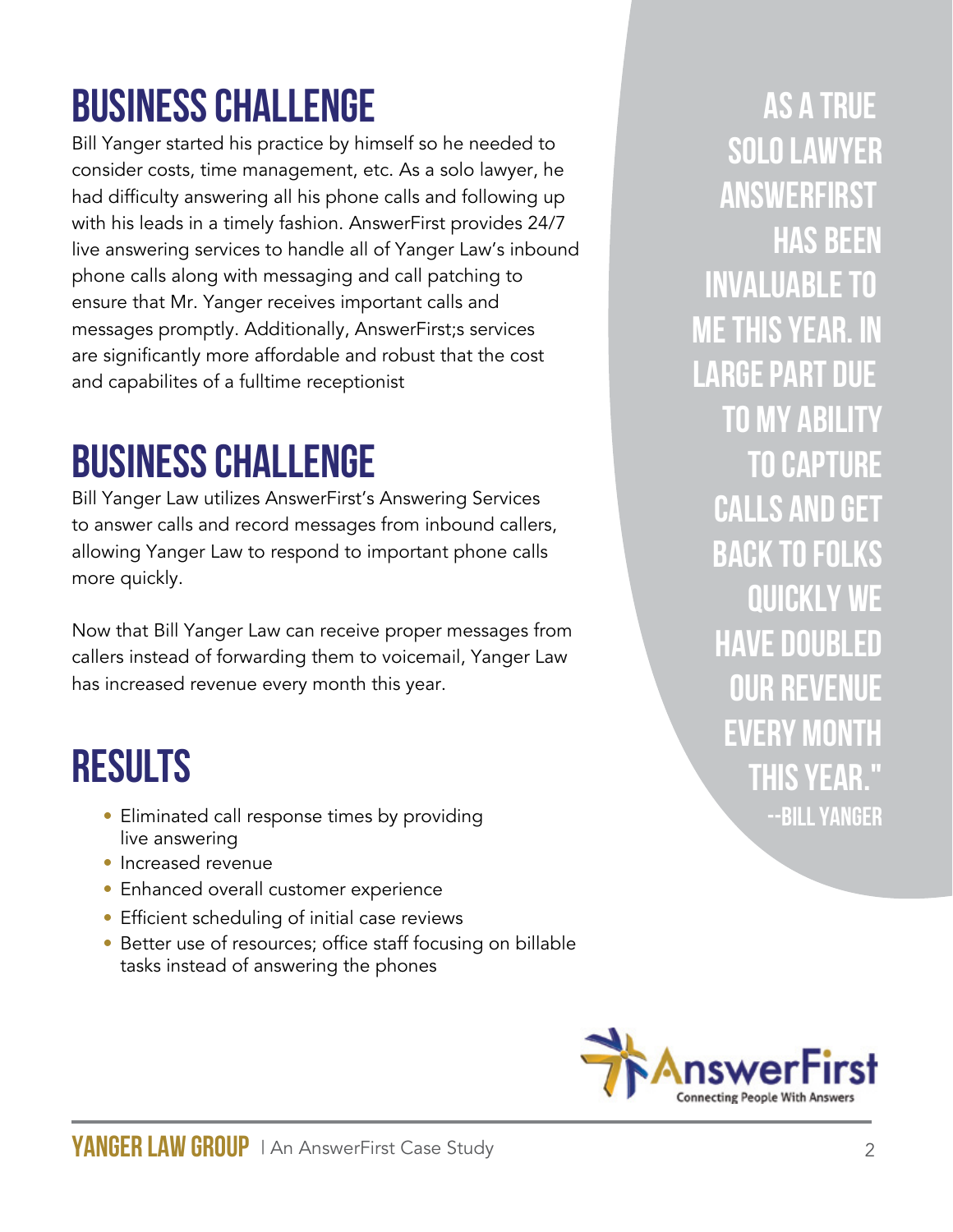# BUSINESS CHALLENGE

Bill Yanger started his practice by himself so he needed to consider costs, time management, etc. As a solo lawyer, he had difficulty answering all his phone calls and following up with his leads in a timely fashion. AnswerFirst provides 24/7 live answering services to handle all of Yanger Law's inbound phone calls along with messaging and call patching to ensure that Mr. Yanger receives important calls and messages promptly. Additionally, AnswerFirst;s services are significantly more affordable and robust that the cost and capabilites of a fulltime receptionist

# BUSINESS CHALLENGE

Bill Yanger Law utilizes AnswerFirst's Answering Services to answer calls and record messages from inbound callers, allowing Yanger Law to respond to important phone calls more quickly.

Now that Bill Yanger Law can receive proper messages from callers instead of forwarding them to voicemail, Yanger Law has increased revenue every month this year.

# RESULTS

- Eliminated call response times by providing live answering
- Increased revenue
- Enhanced overall customer experience
- Efficient scheduling of initial case reviews
- Better use of resources; office staff focusing on billable tasks instead of answering the phones

**AS A TRUE SOLO LAWYER ANSWERFIRST HAS BEEN INVALUABLE TO ME THIS YEAR. IN LARGE PART DUE TO MY ABILITY TO CAPTURE CALLS AND GET BACK TO FOLKS QUICKLY WE HAVE DOUBLED OUR REVENUE EVERY MONTH THIS YEAR."**

**--BILL YANGER**

AnswerFirst
Connecting People With Answers